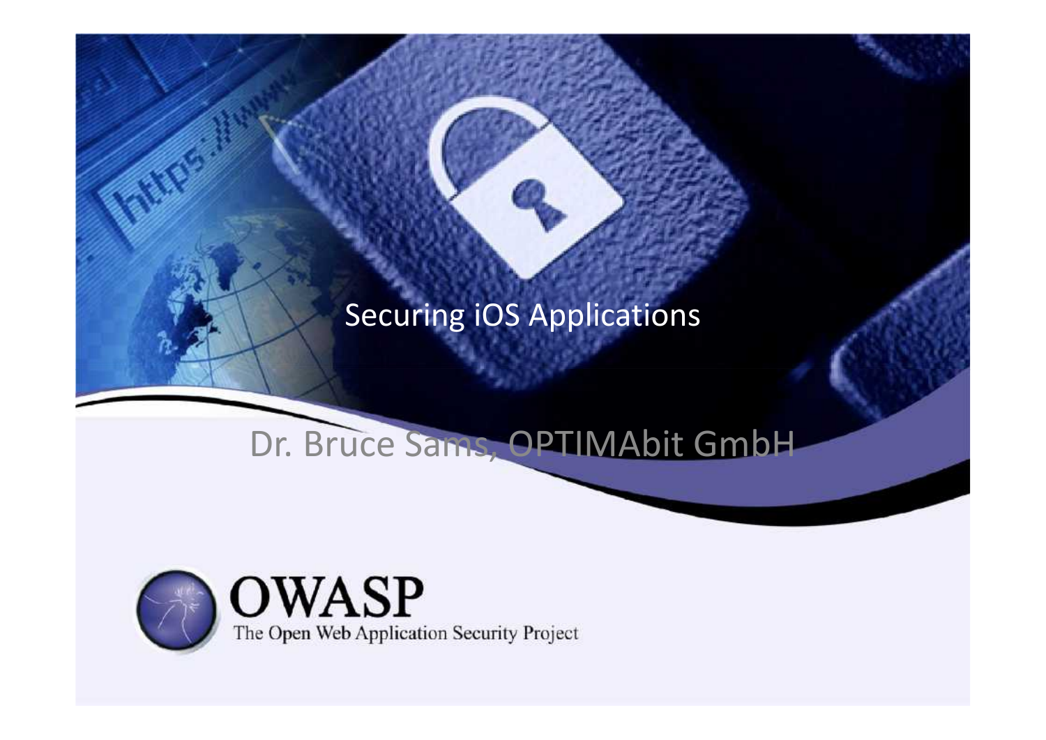# Securing iOS Applications

Dr. Bruce Sams, OPTIMAbit GmbH

OWASP

The Open Web Application Security Project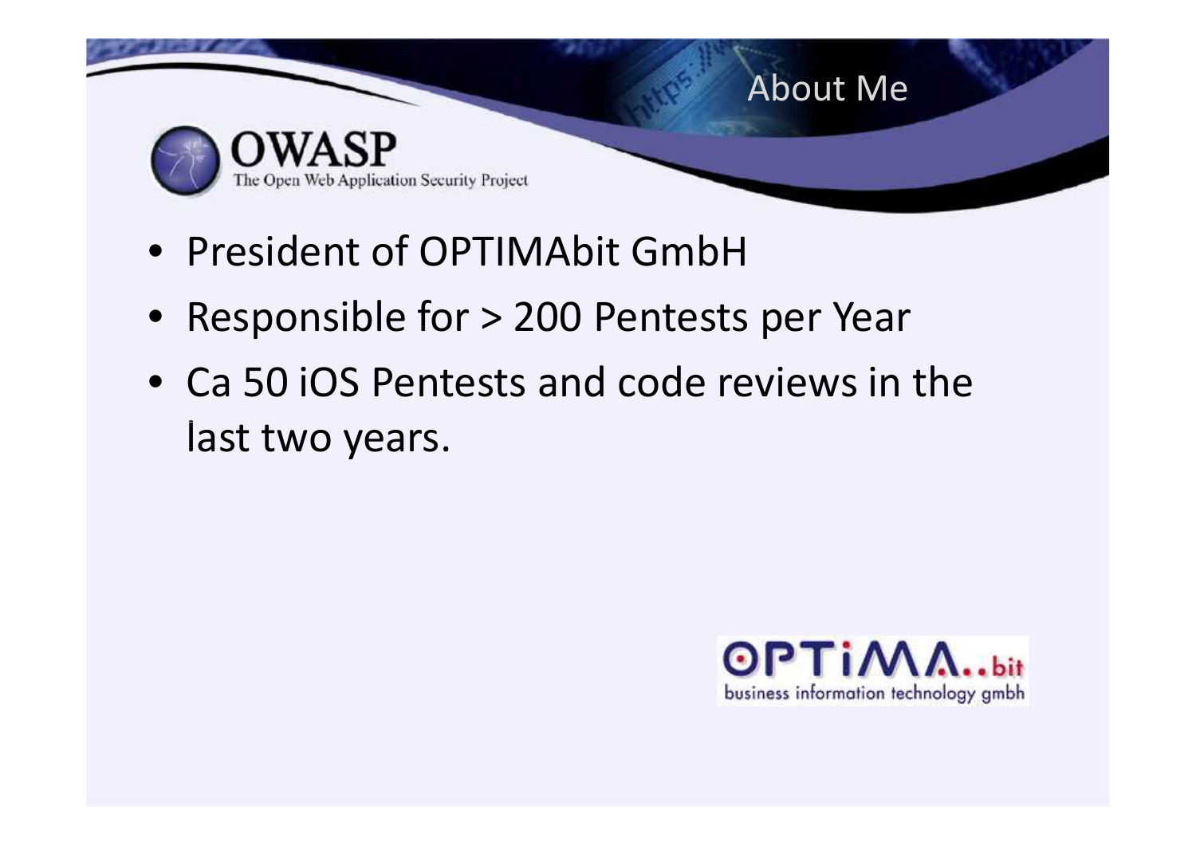# About Me

- President of OPTIMAbit GmbH
- Responsible for > 200 Pentests per Year
- Ca 50 iOS Pentests and code reviews in the last two years.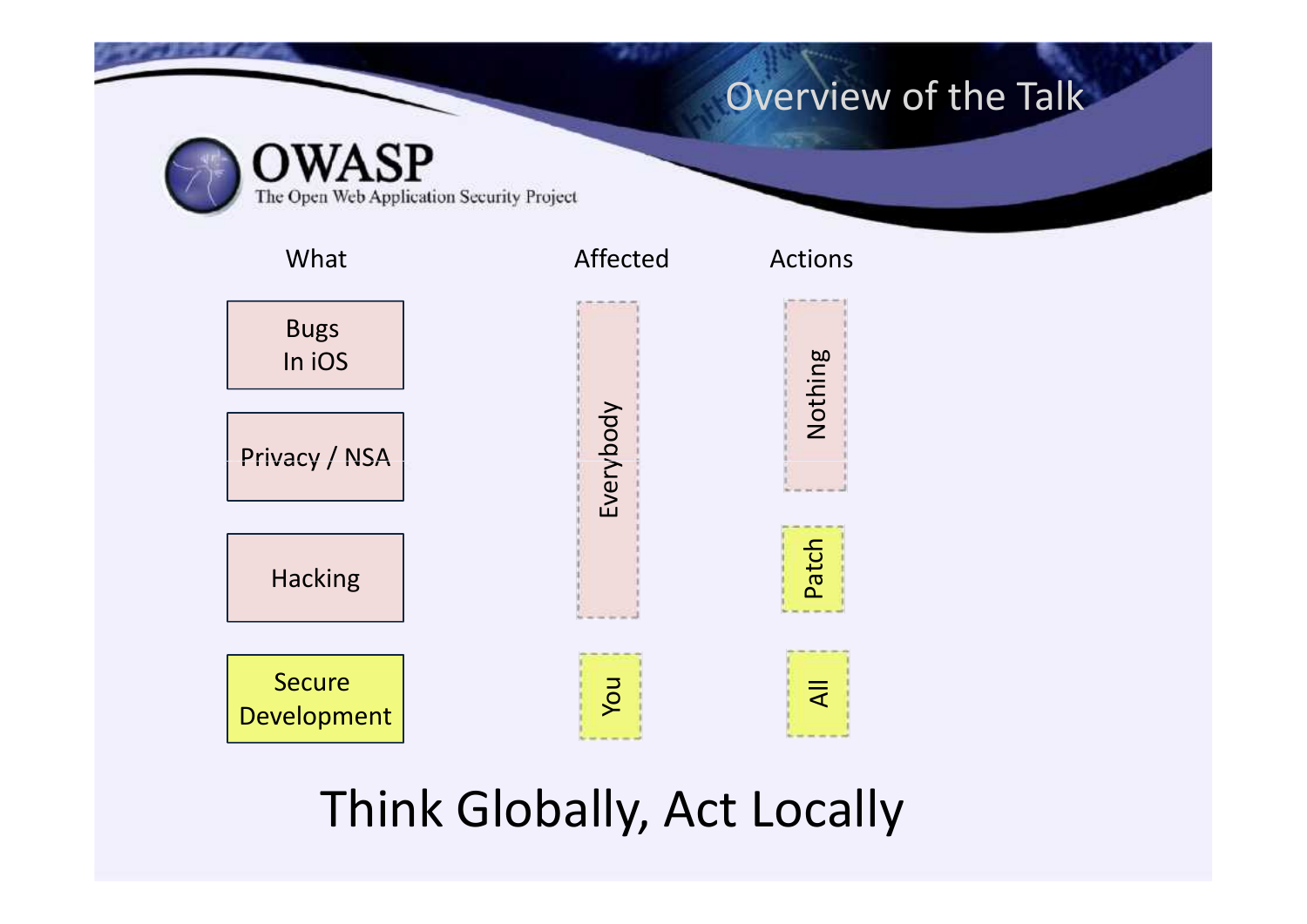# Overview of the Talk

OWASP
The Open Web Application Security Project

| What | Affected | Actions |
| --- | --- | --- |
| Bugs In iOS | Everybody | Nothing |
| Privacy / NSA | | |
| Hacking | | Patch |
| Secure Development | You | All |

Think Globally, Act Locally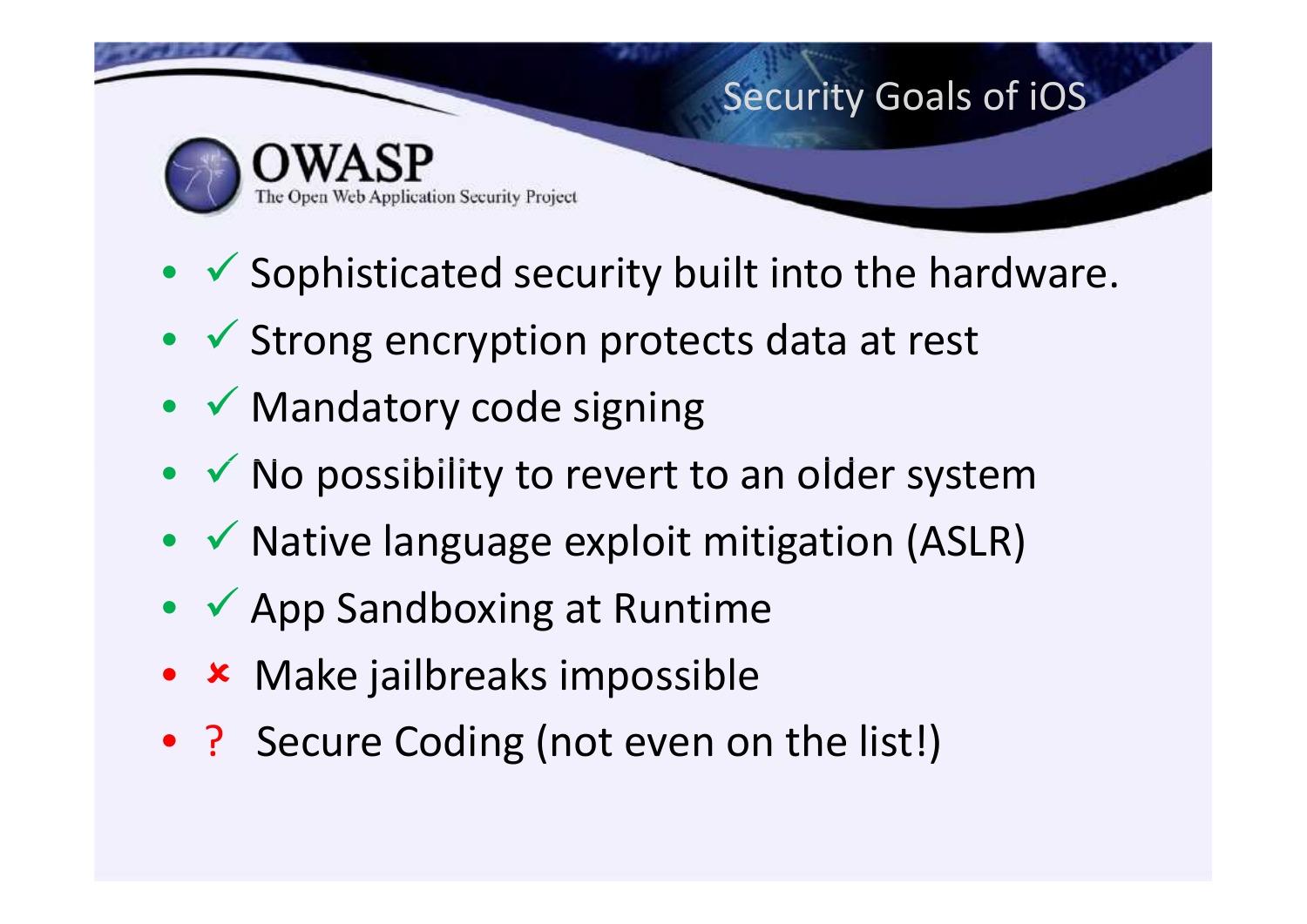# Security Goals of iOS

- ✓ Sophisticated security built into the hardware.
- ✓ Strong encryption protects data at rest
- ✓ Mandatory code signing
- ✓ No possibility to revert to an older system
- ✓ Native language exploit mitigation (ASLR)
- ✓ App Sandboxing at Runtime
- ✘ Make jailbreaks impossible
- ? Secure Coding (not even on the list!)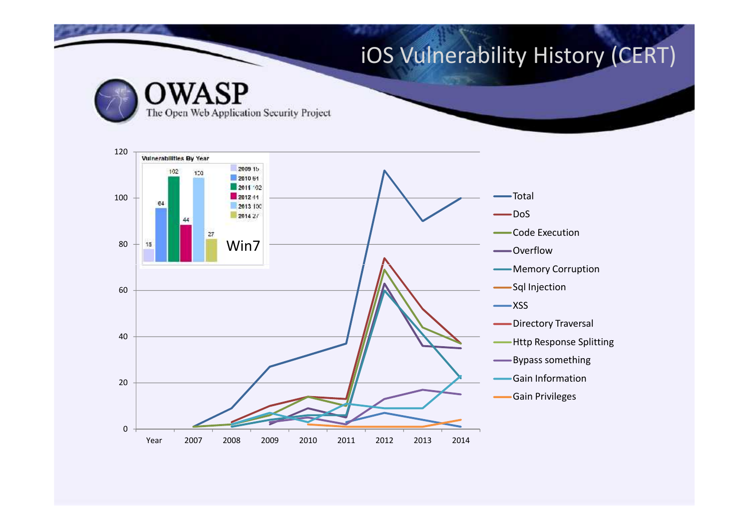# iOS Vulnerability History (CERT)

**OWASP**
The Open Web Application Security Project

Vulnerabilities By Year

| Year | Vulnerabilities |
|---|---|
| 2009 | 15 |
| 2010 | 64 |
| 2011 | 102 |
| 2012 | 44 |
| 2013 | 100 |
| 2014 | 27 |

Win7

- Total
- DoS
- Code Execution
- Overflow
- Memory Corruption
- Sql Injection
- XSS
- Directory Traversal
- Http Response Splitting
- Bypass something
- Gain Information
- Gain Privileges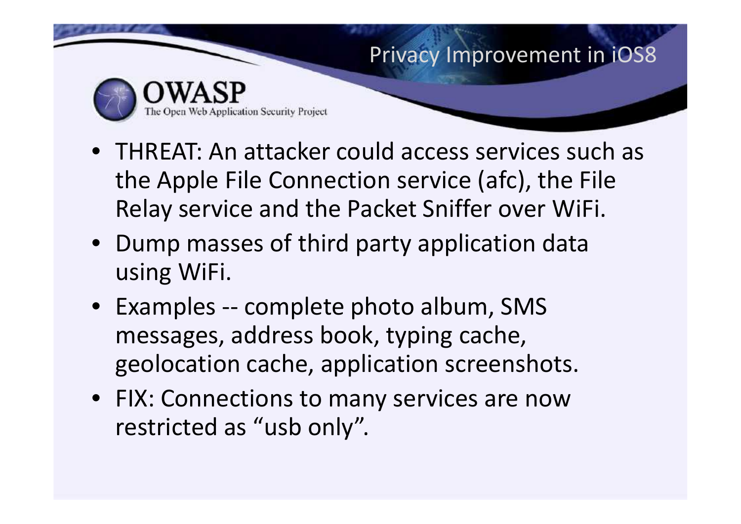# Privacy Improvement in iOS8

- THREAT: An attacker could access services such as the Apple File Connection service (afc), the File Relay service and the Packet Sniffer over WiFi.
- Dump masses of third party application data using WiFi.
- Examples -- complete photo album, SMS messages, address book, typing cache, geolocation cache, application screenshots.
- FIX: Connections to many services are now restricted as "usb only".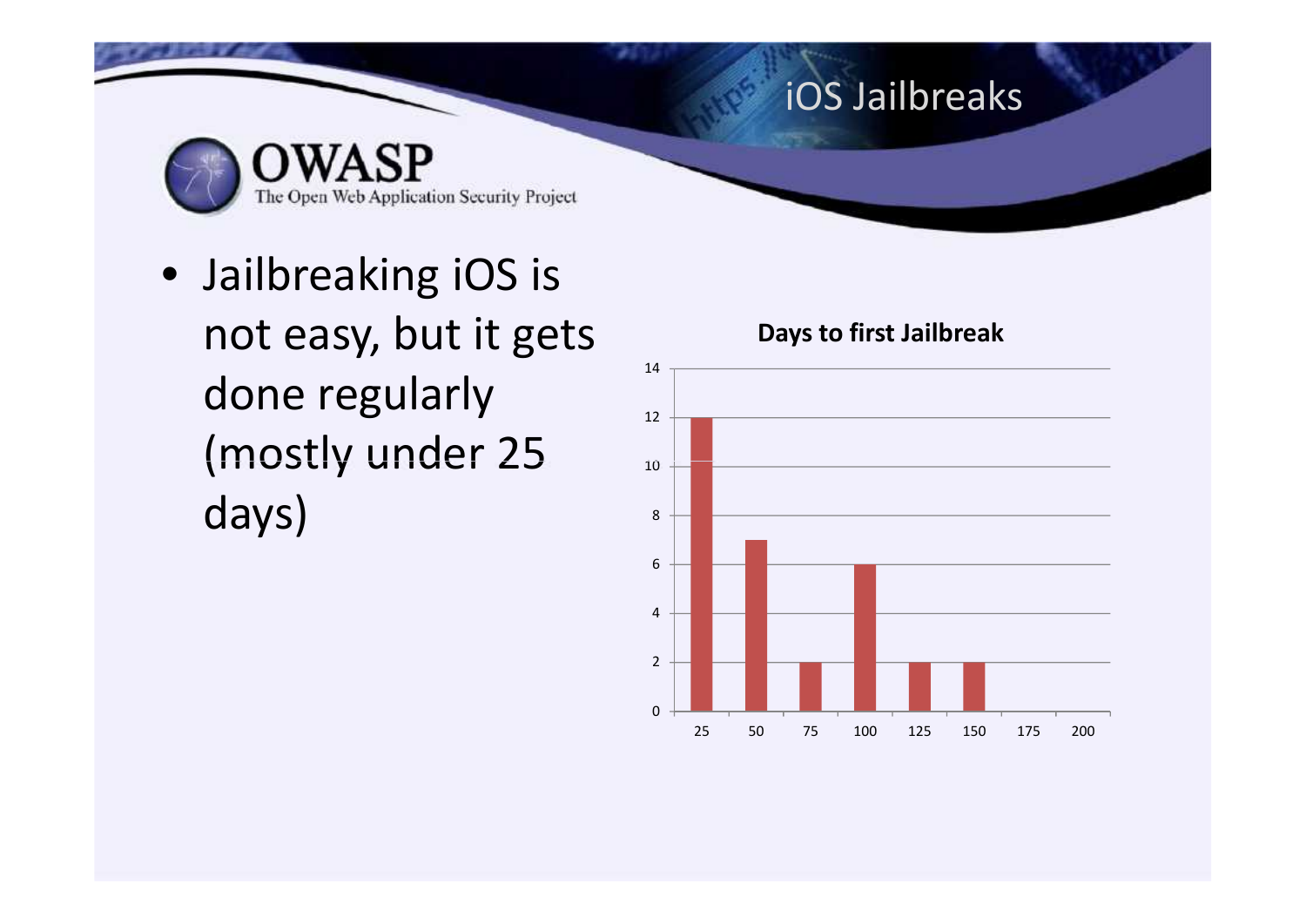# iOS Jailbreaks

- Jailbreaking iOS is not easy, but it gets done regularly (mostly under 25 days)

**Days to first Jailbreak**

| Days | Count |
|---|---|
| 25 | 12 |
| 50 | 7 |
| 75 | 2 |
| 100 | 6 |
| 125 | 2 |
| 150 | 2 |
| 175 | 0 |
| 200 | 0 |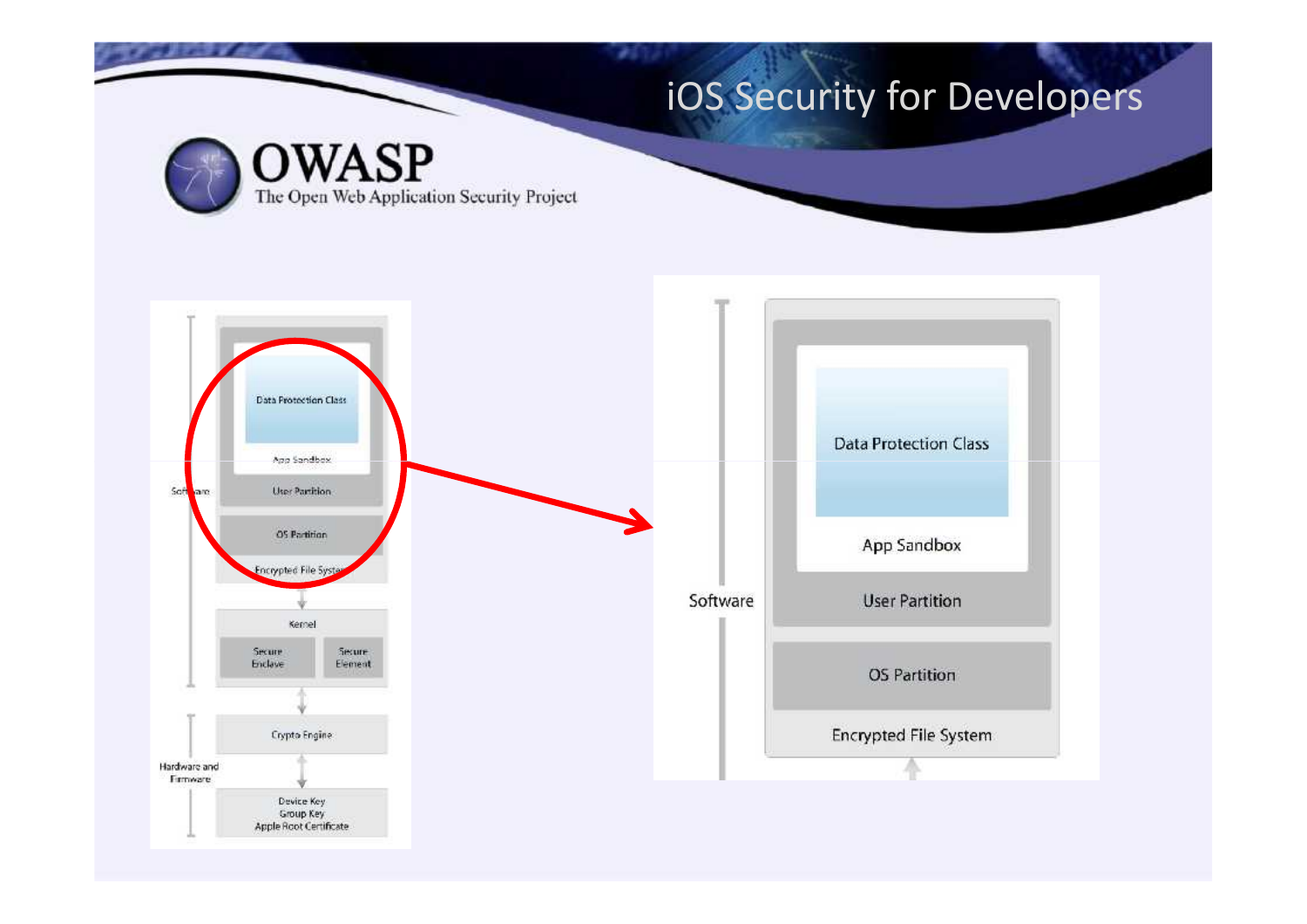# iOS Security for Developers

Software

Data Protection Class

App Sandbox

User Partition

OS Partition

Encrypted File System

Kernel

Secure Enclave

Secure Element

Crypto Engine

Hardware and Firmware

Device Key
Group Key
Apple Root Certificate

Software

Data Protection Class

App Sandbox

User Partition

OS Partition

Encrypted File System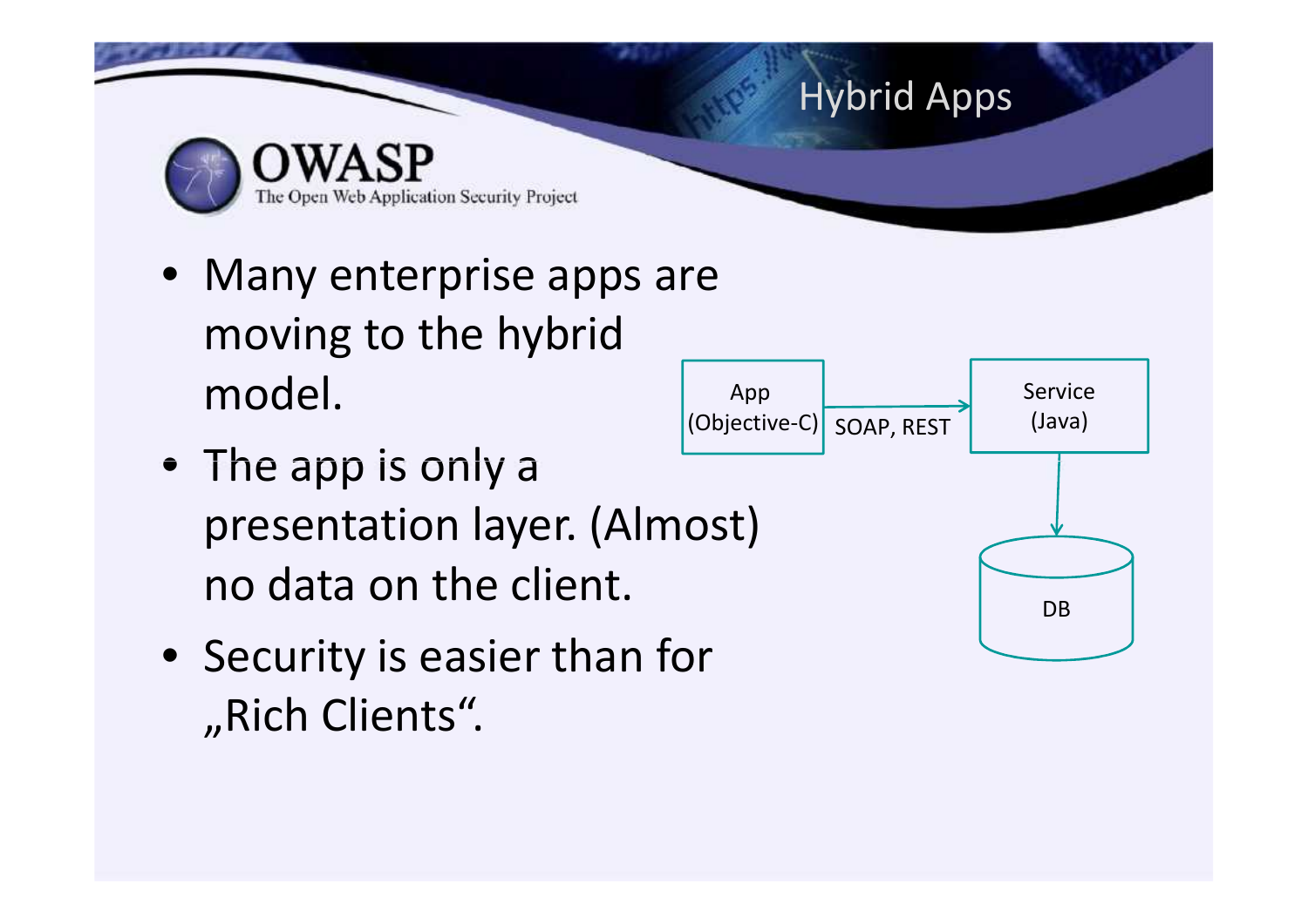# Hybrid Apps

- Many enterprise apps are moving to the hybrid model.
- The app is only a presentation layer. (Almost) no data on the client.
- Security is easier than for „Rich Clients".

App (Objective-C) → SOAP, REST → Service (Java) → DB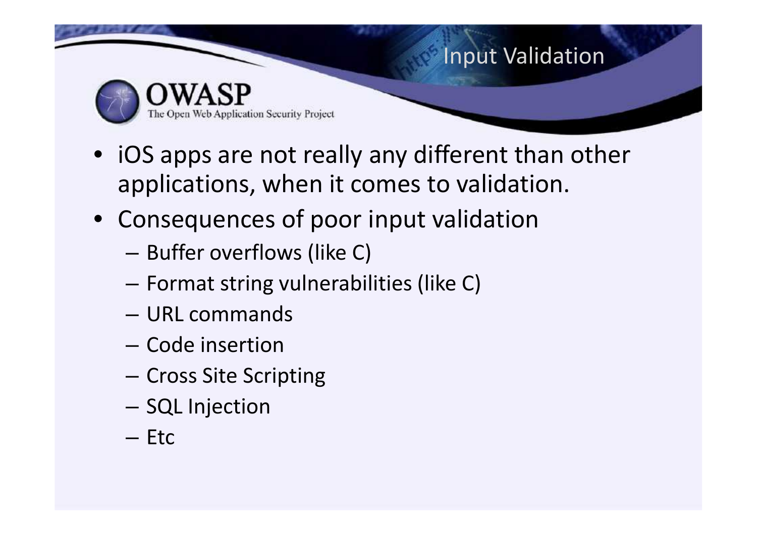# Input Validation

- iOS apps are not really any different than other applications, when it comes to validation.
- Consequences of poor input validation
  - Buffer overflows (like C)
  - Format string vulnerabilities (like C)
  - URL commands
  - Code insertion
  - Cross Site Scripting
  - SQL Injection
  - Etc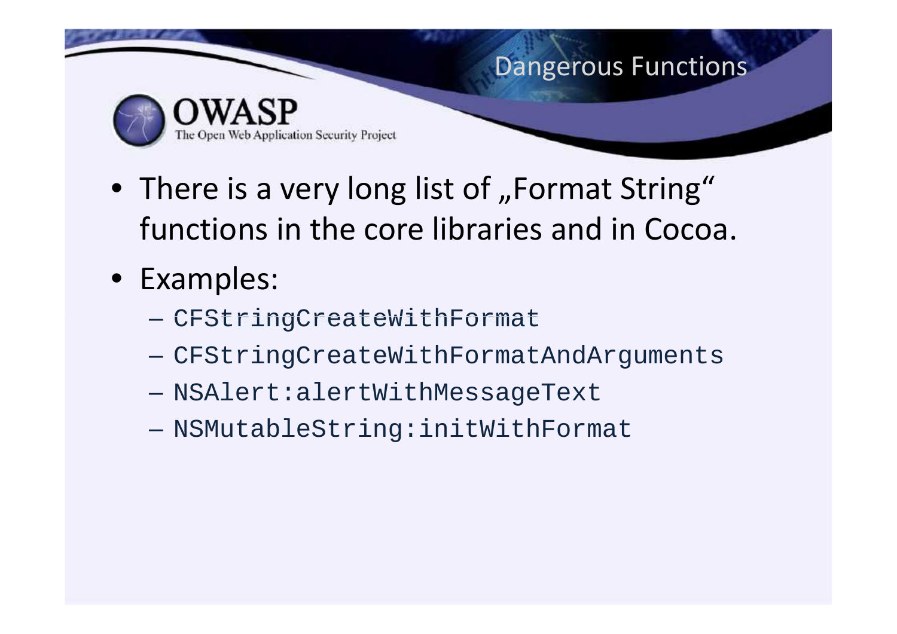## Dangerous Functions

- There is a very long list of „Format String" functions in the core libraries and in Cocoa.
- Examples:
  - `CFStringCreateWithFormat`
  - `CFStringCreateWithFormatAndArguments`
  - `NSAlert:alertWithMessageText`
  - `NSMutableString:initWithFormat`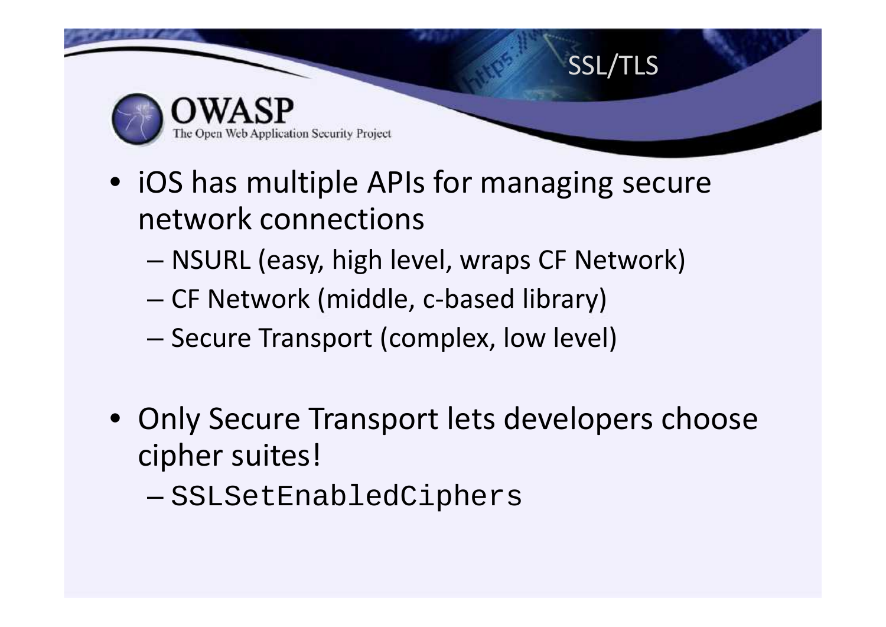# SSL/TLS

- iOS has multiple APIs for managing secure network connections
  - NSURL (easy, high level, wraps CF Network)
  - CF Network (middle, c-based library)
  - Secure Transport (complex, low level)
- Only Secure Transport lets developers choose cipher suites!
  - `SSLSetEnabledCiphers`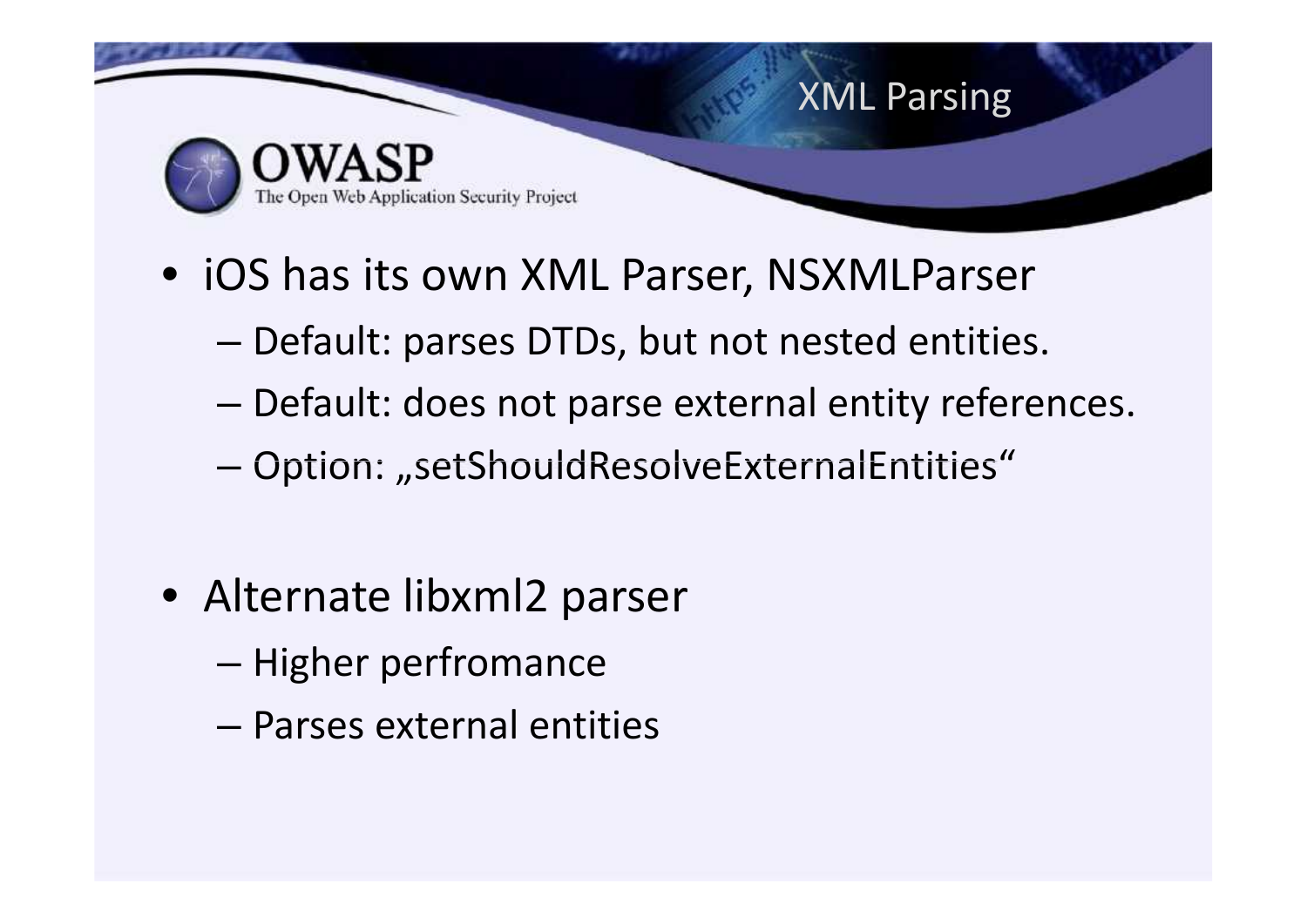## XML Parsing

- iOS has its own XML Parser, NSXMLParser
  - Default: parses DTDs, but not nested entities.
  - Default: does not parse external entity references.
  - Option: „setShouldResolveExternalEntities“
- Alternate libxml2 parser
  - Higher perfromance
  - Parses external entities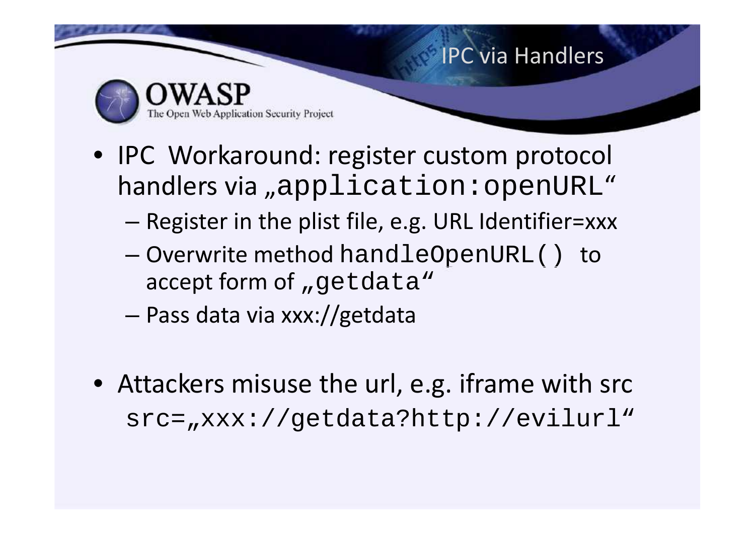# IPC via Handlers

- IPC Workaround: register custom protocol handlers via „`application:openURL`“
  - Register in the plist file, e.g. URL Identifier=xxx
  - Overwrite method `handleOpenURL()` to accept form of „`getdata`“
  - Pass data via xxx://getdata

- Attackers misuse the url, e.g. iframe with src
  `src=„xxx://getdata?http://evilurl“`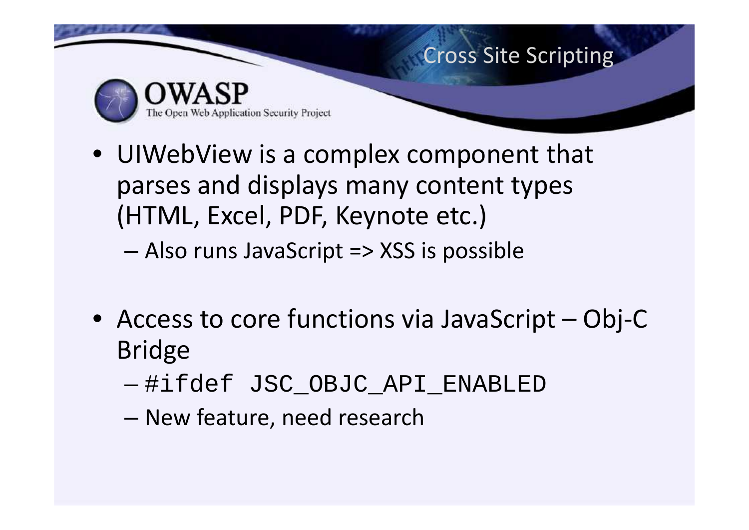## Cross Site Scripting

- UIWebView is a complex component that parses and displays many content types (HTML, Excel, PDF, Keynote etc.)
  - Also runs JavaScript => XSS is possible

- Access to core functions via JavaScript – Obj-C Bridge
  - `#ifdef JSC_OBJC_API_ENABLED`
  - New feature, need research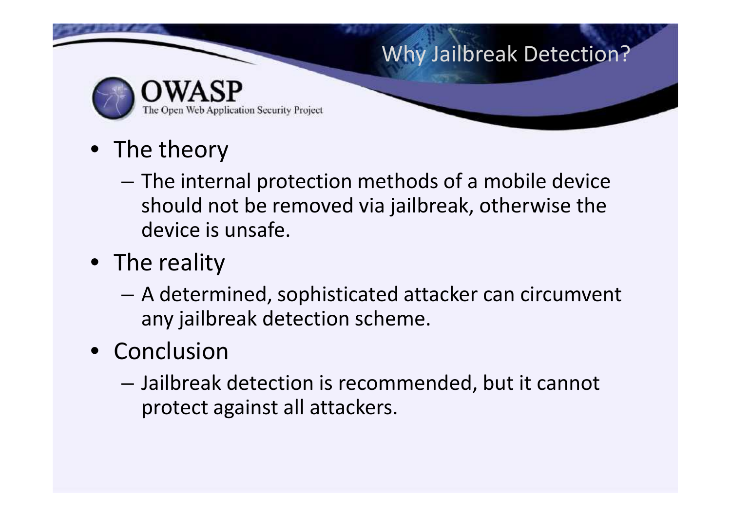# Why Jailbreak Detection?

- The theory
  - The internal protection methods of a mobile device should not be removed via jailbreak, otherwise the device is unsafe.
- The reality
  - A determined, sophisticated attacker can circumvent any jailbreak detection scheme.
- Conclusion
  - Jailbreak detection is recommended, but it cannot protect against all attackers.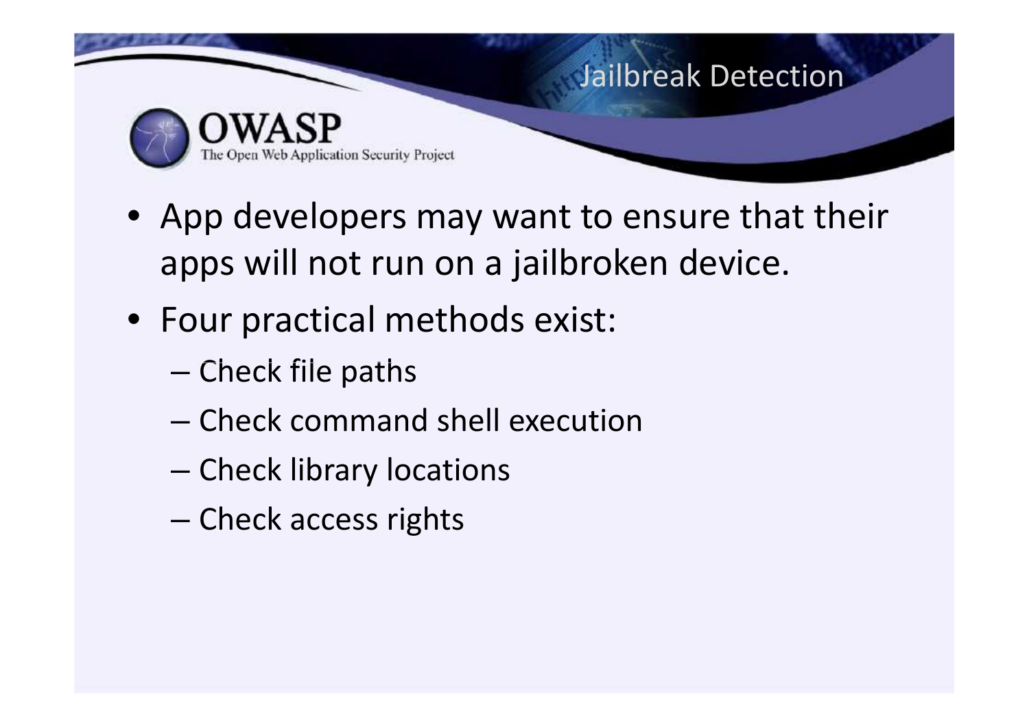# Jailbreak Detection

- App developers may want to ensure that their apps will not run on a jailbroken device.
- Four practical methods exist:
  - Check file paths
  - Check command shell execution
  - Check library locations
  - Check access rights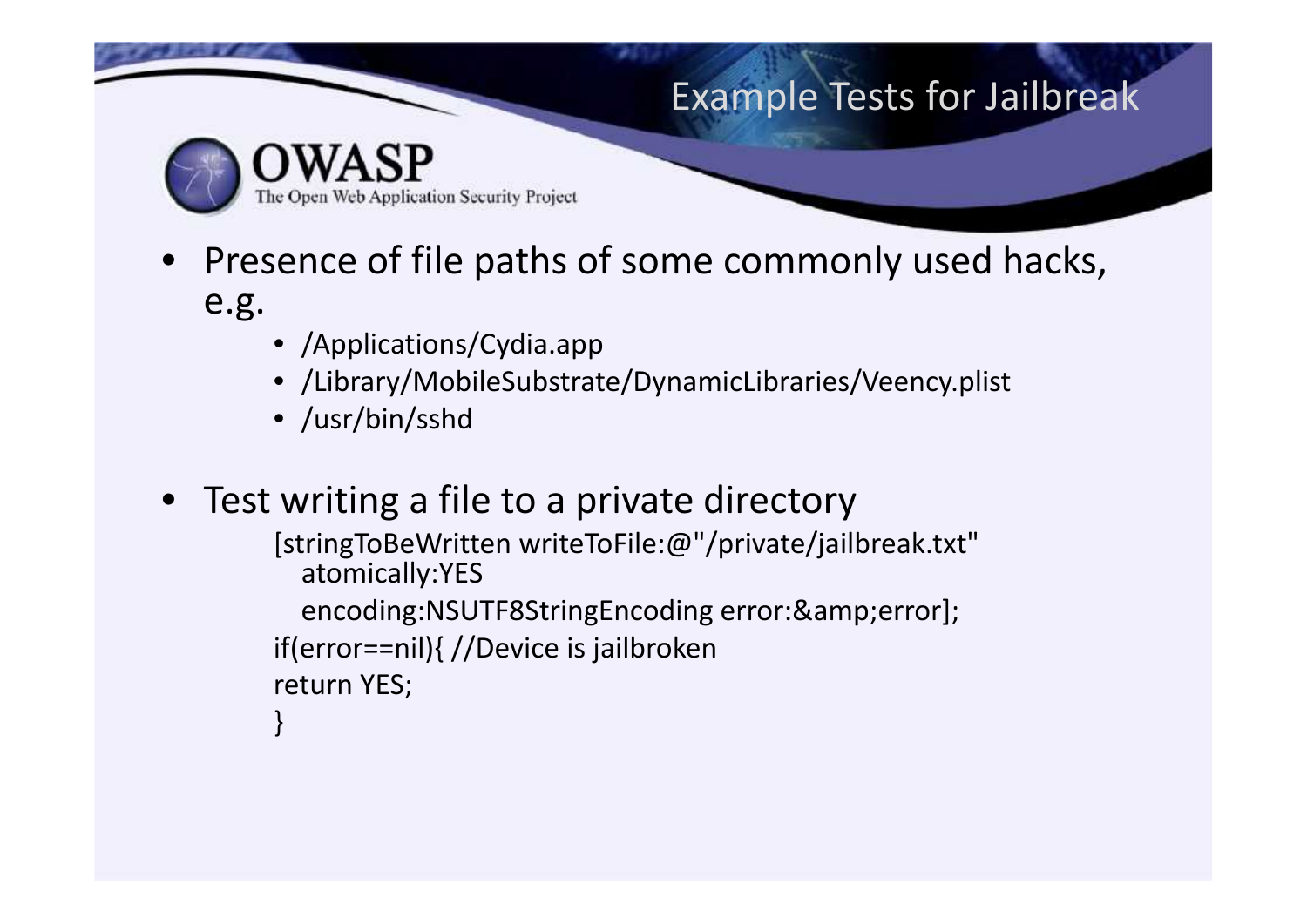# Example Tests for Jailbreak

- Presence of file paths of some commonly used hacks, e.g.
  - /Applications/Cydia.app
  - /Library/MobileSubstrate/DynamicLibraries/Veency.plist
  - /usr/bin/sshd

- Test writing a file to a private directory

```
[stringToBeWritten writeToFile:@"/private/jailbreak.txt"
  atomically:YES
  encoding:NSUTF8StringEncoding error:&amp;error];
if(error==nil){ //Device is jailbroken
return YES;
}
```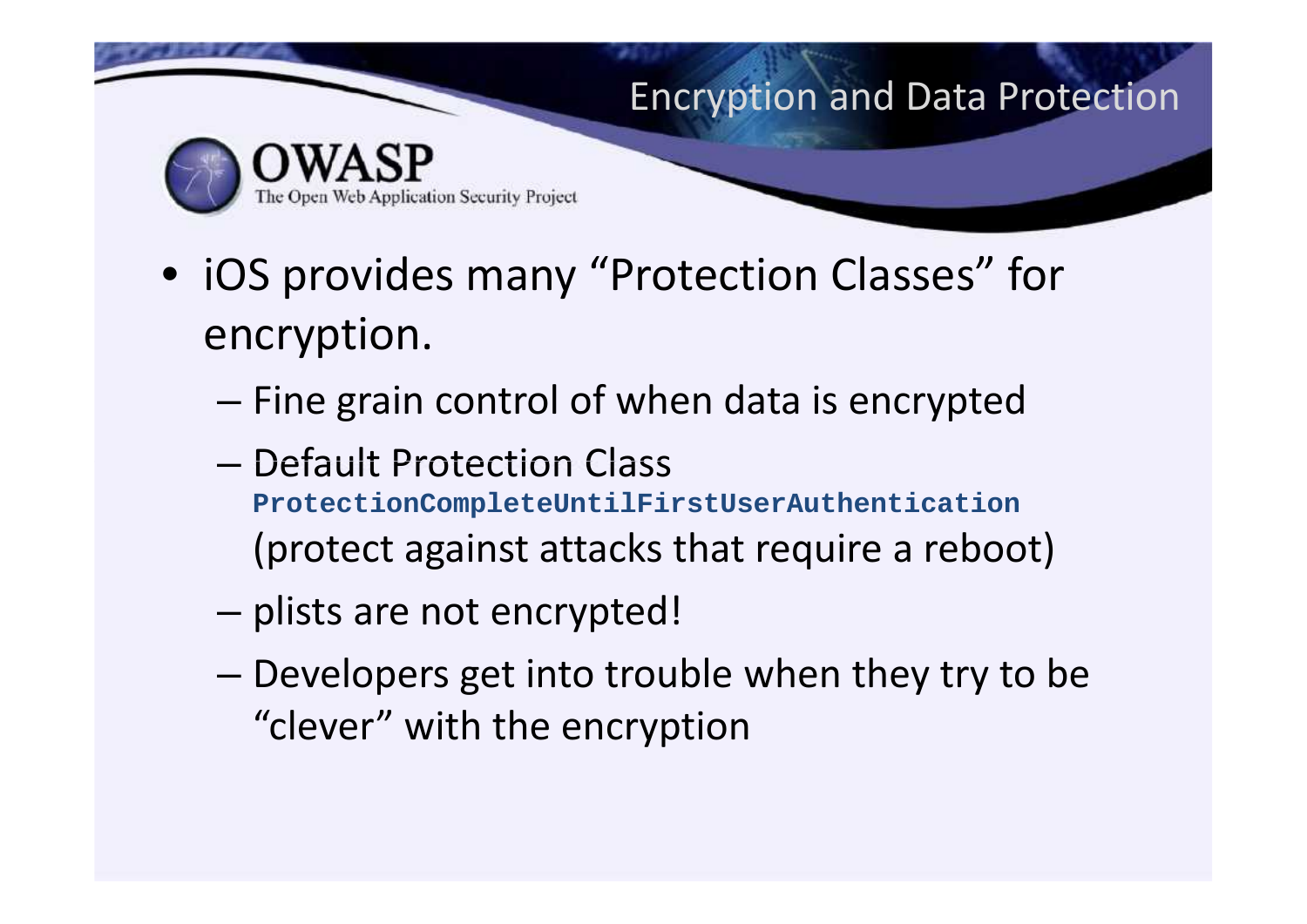## Encryption and Data Protection

- iOS provides many "Protection Classes" for encryption.
  - Fine grain control of when data is encrypted
  - Default Protection Class `ProtectionCompleteUntilFirstUserAuthentication` (protect against attacks that require a reboot)
  - plists are not encrypted!
  - Developers get into trouble when they try to be "clever" with the encryption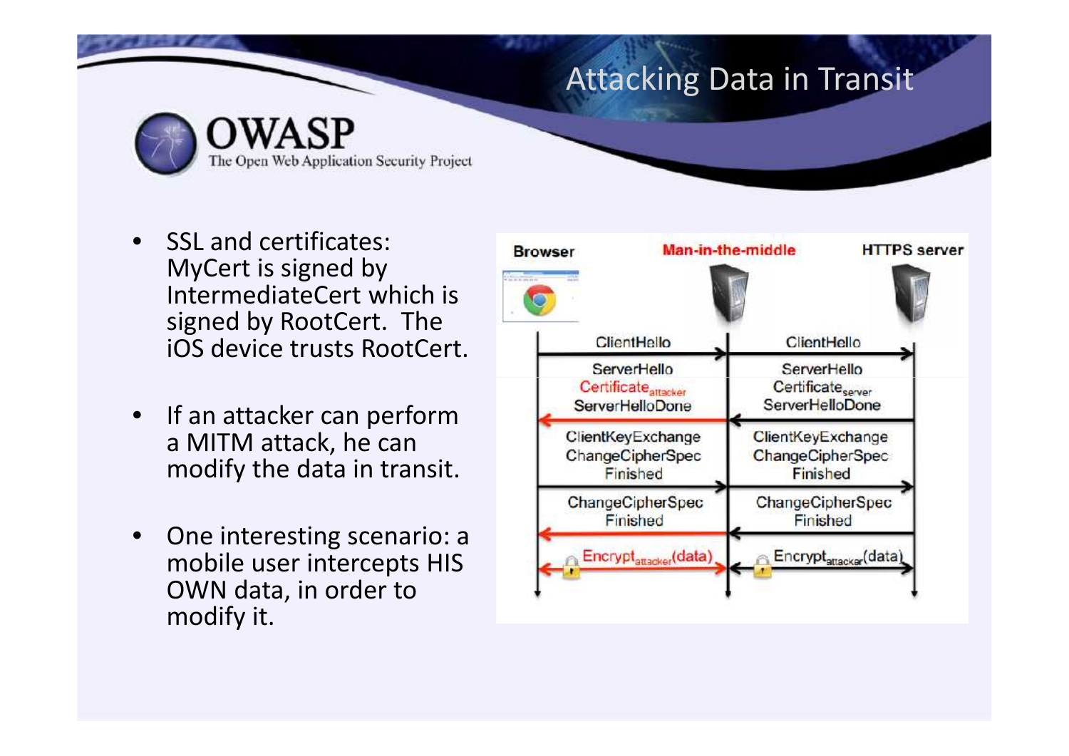# Attacking Data in Transit

- SSL and certificates: MyCert is signed by IntermediateCert which is signed by RootCert. The iOS device trusts RootCert.
- If an attacker can perform a MITM attack, he can modify the data in transit.
- One interesting scenario: a mobile user intercepts HIS OWN data, in order to modify it.

| Browser | Man-in-the-middle | HTTPS server |
| --- | --- | --- |
| → | ClientHello | → ClientHello |
| ← | ServerHello, $Certificate_{attacker}$, ServerHelloDone | ← ServerHello, $Certificate_{server}$, ServerHelloDone |
| → | ClientKeyExchange, ChangeCipherSpec, Finished | → ClientKeyExchange, ChangeCipherSpec, Finished |
| ← | ChangeCipherSpec, Finished | ← ChangeCipherSpec, Finished |
| ↔ | $Encrypt_{attacker}(data)$ | ↔ $Encrypt_{attacker}(data)$ |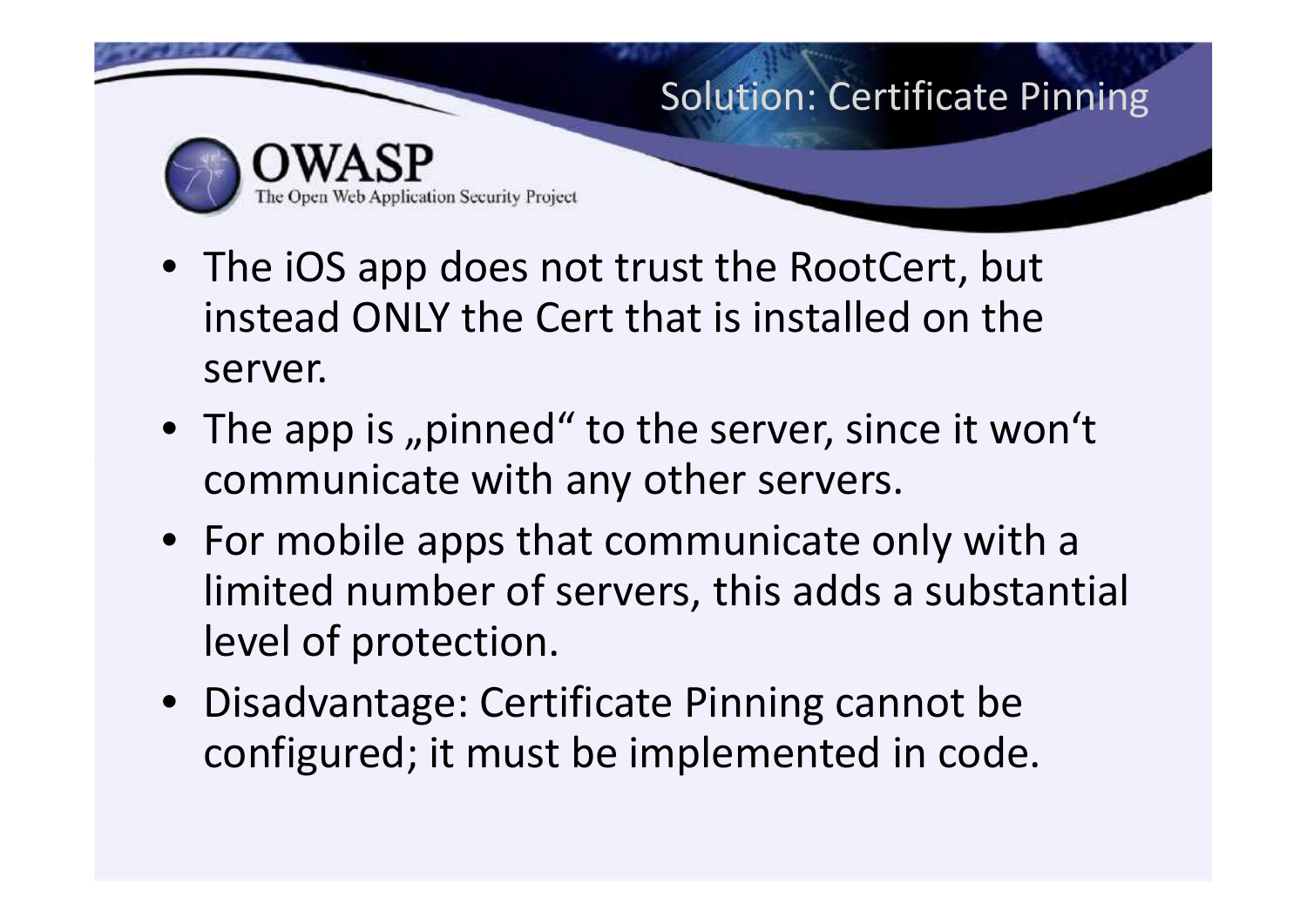# Solution: Certificate Pinning

- The iOS app does not trust the RootCert, but instead ONLY the Cert that is installed on the server.
- The app is „pinned“ to the server, since it won‘t communicate with any other servers.
- For mobile apps that communicate only with a limited number of servers, this adds a substantial level of protection.
- Disadvantage: Certificate Pinning cannot be configured; it must be implemented in code.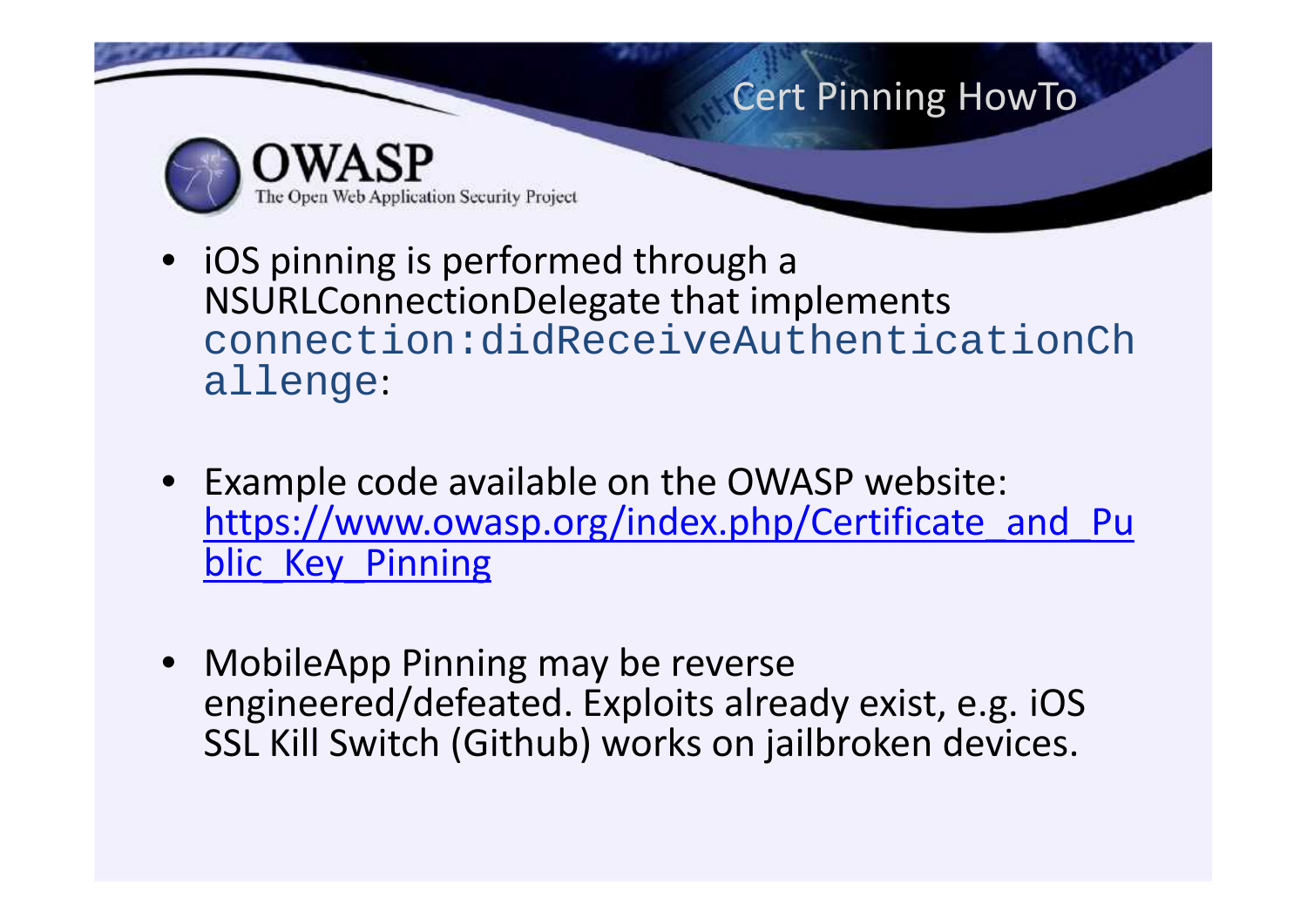# Cert Pinning HowTo

- iOS pinning is performed through a NSURLConnectionDelegate that implements `connection:didReceiveAuthenticationChallenge`:
- Example code available on the OWASP website: https://www.owasp.org/index.php/Certificate_and_Public_Key_Pinning
- MobileApp Pinning may be reverse engineered/defeated. Exploits already exist, e.g. iOS SSL Kill Switch (Github) works on jailbroken devices.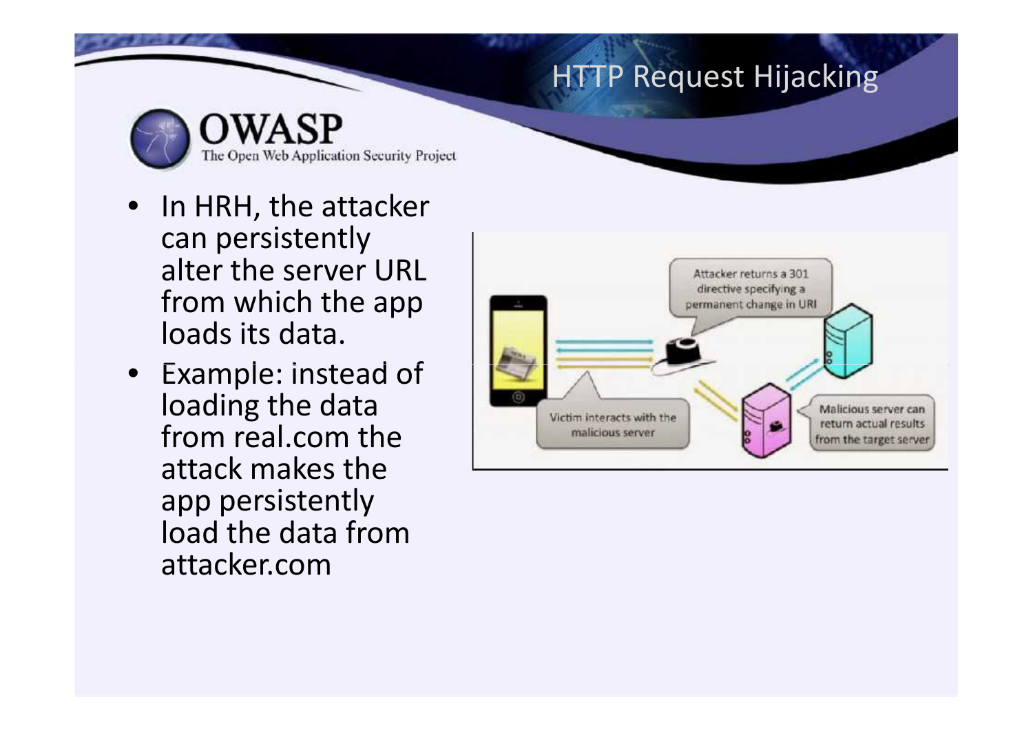# HTTP Request Hijacking

- In HRH, the attacker can persistently alter the server URL from which the app loads its data.
- Example: instead of loading the data from real.com the attack makes the app persistently load the data from attacker.com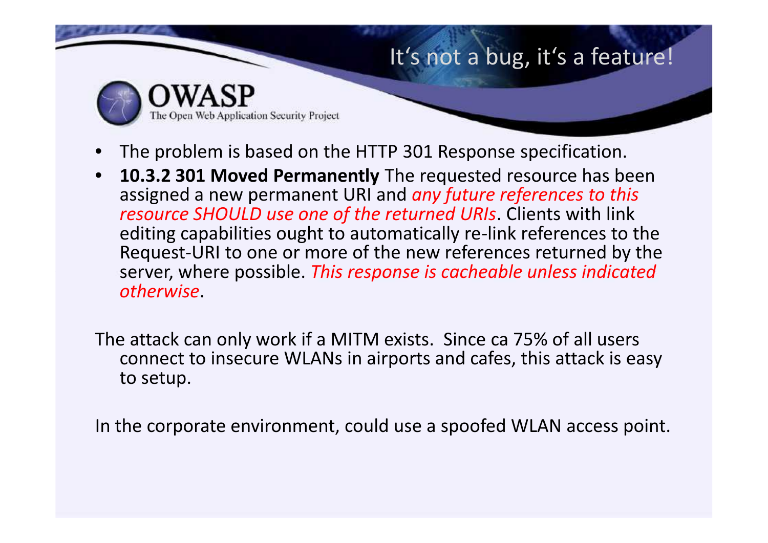# It's not a bug, it's a feature!

- The problem is based on the HTTP 301 Response specification.
- **10.3.2 301 Moved Permanently** The requested resource has been assigned a new permanent URI and *any future references to this resource SHOULD use one of the returned URIs*. Clients with link editing capabilities ought to automatically re-link references to the Request-URI to one or more of the new references returned by the server, where possible. *This response is cacheable unless indicated otherwise*.

The attack can only work if a MITM exists. Since ca 75% of all users connect to insecure WLANs in airports and cafes, this attack is easy to setup.

In the corporate environment, could use a spoofed WLAN access point.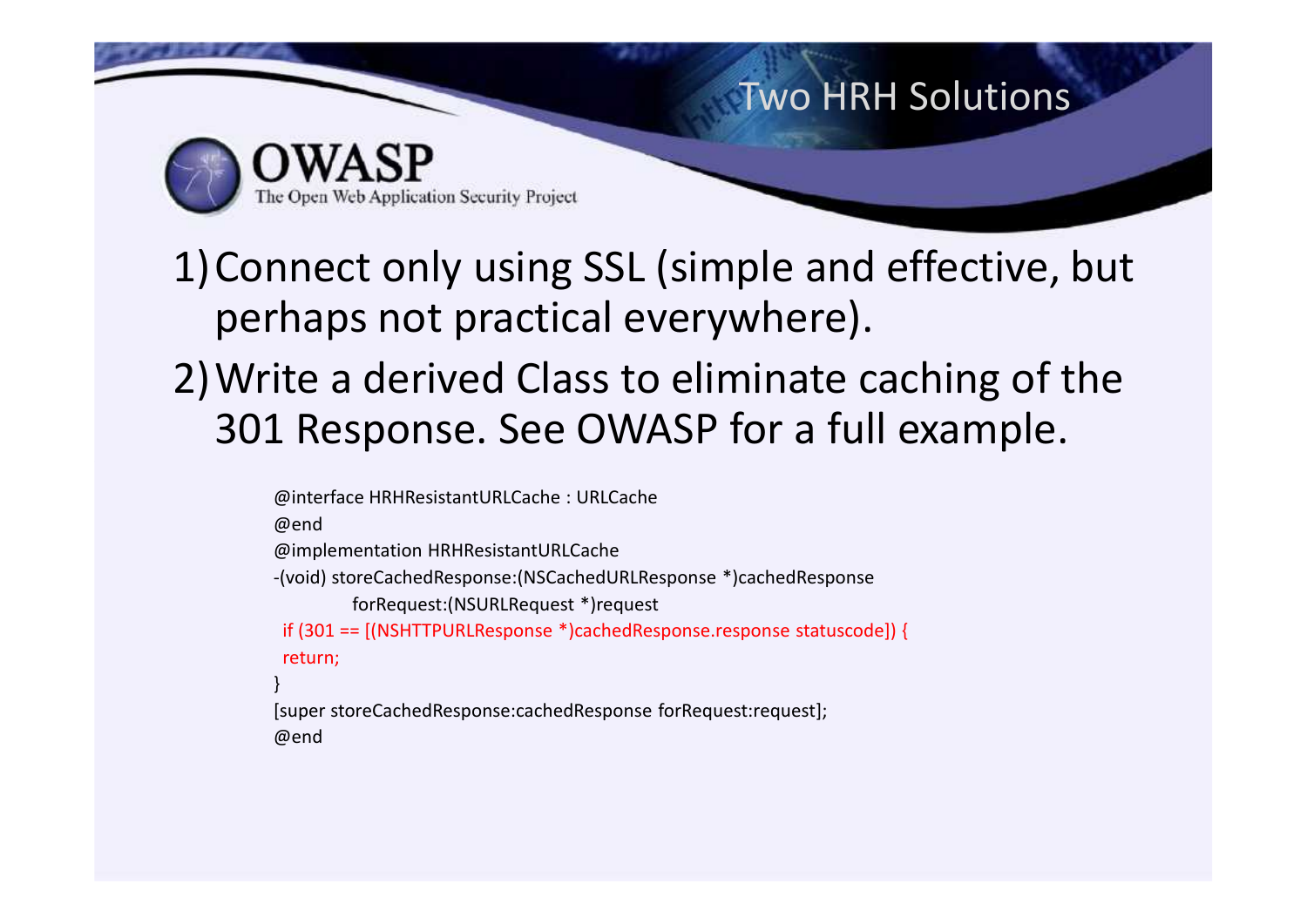## Two HRH Solutions

1) Connect only using SSL (simple and effective, but perhaps not practical everywhere).
2) Write a derived Class to eliminate caching of the 301 Response. See OWASP for a full example.

```
@interface HRHResistantURLCache : URLCache
@end
@implementation HRHResistantURLCache
-(void) storeCachedResponse:(NSCachedURLResponse *)cachedResponse
          forRequest:(NSURLRequest *)request
 if (301 == [(NSHTTPURLResponse *)cachedResponse.response statuscode]) {
 return;
}
[super storeCachedResponse:cachedResponse forRequest:request];
@end
```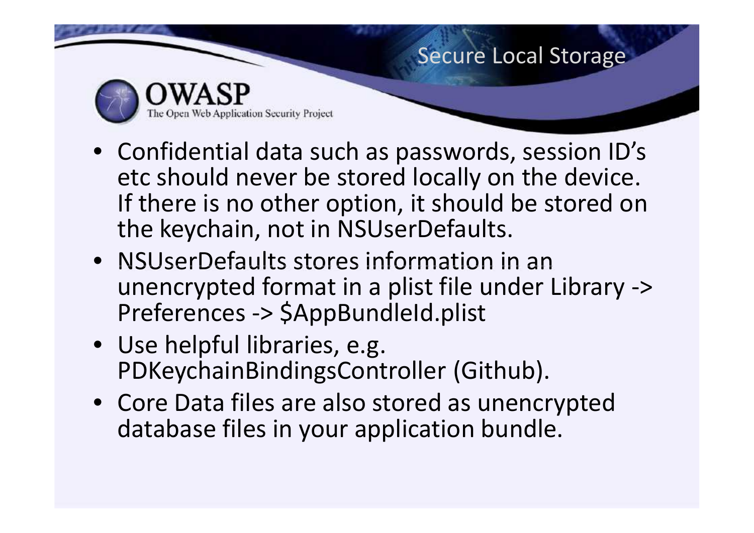# Secure Local Storage

- Confidential data such as passwords, session ID's etc should never be stored locally on the device. If there is no other option, it should be stored on the keychain, not in NSUserDefaults.
- NSUserDefaults stores information in an unencrypted format in a plist file under Library -> Preferences -> $AppBundleId.plist
- Use helpful libraries, e.g. PDKeychainBindingsController (Github).
- Core Data files are also stored as unencrypted database files in your application bundle.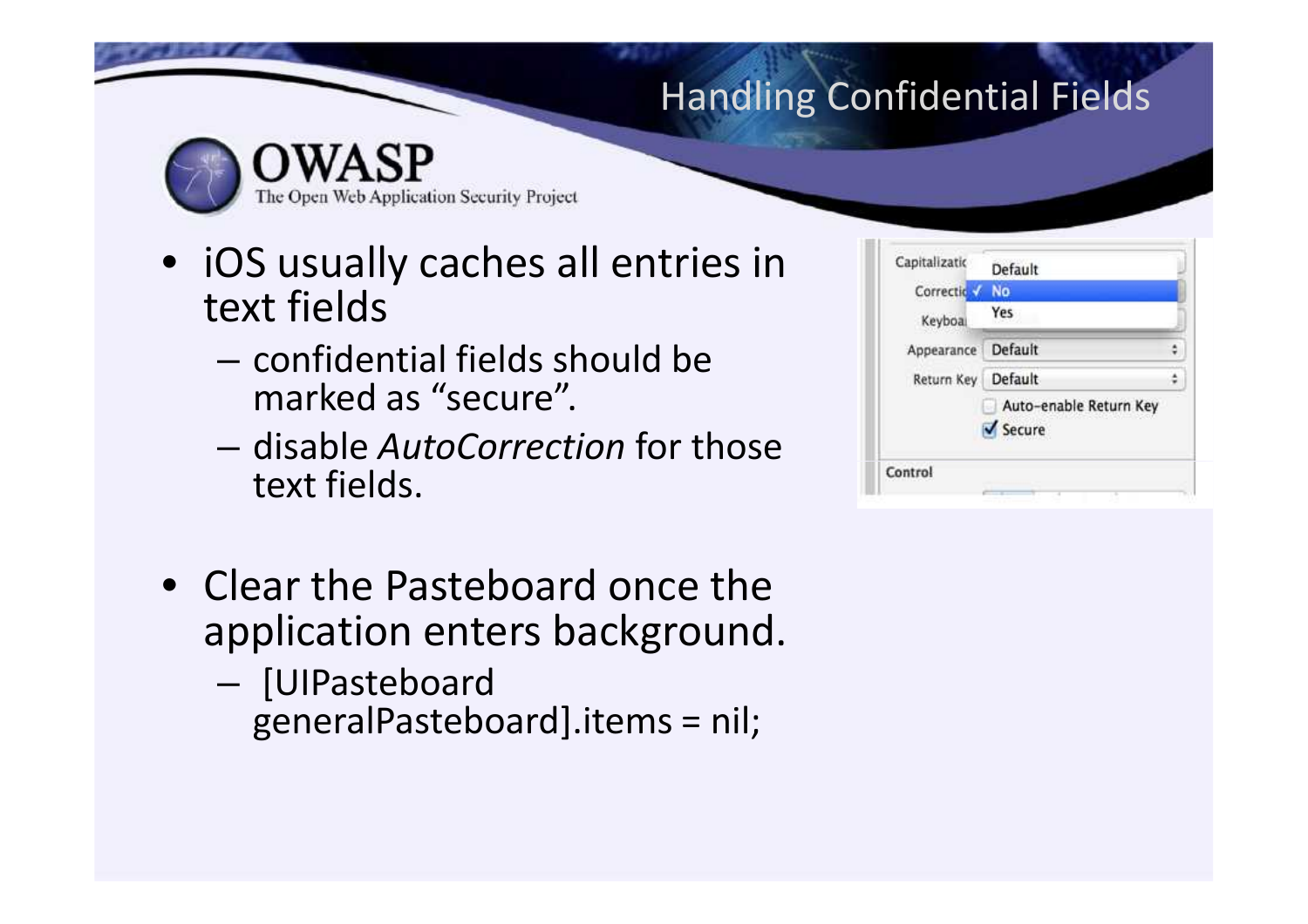# Handling Confidential Fields

- iOS usually caches all entries in text fields
  - confidential fields should be marked as “secure”.
  - disable *AutoCorrection* for those text fields.

- Clear the Pasteboard once the application enters background.
  - [UIPasteboard generalPasteboard].items = nil;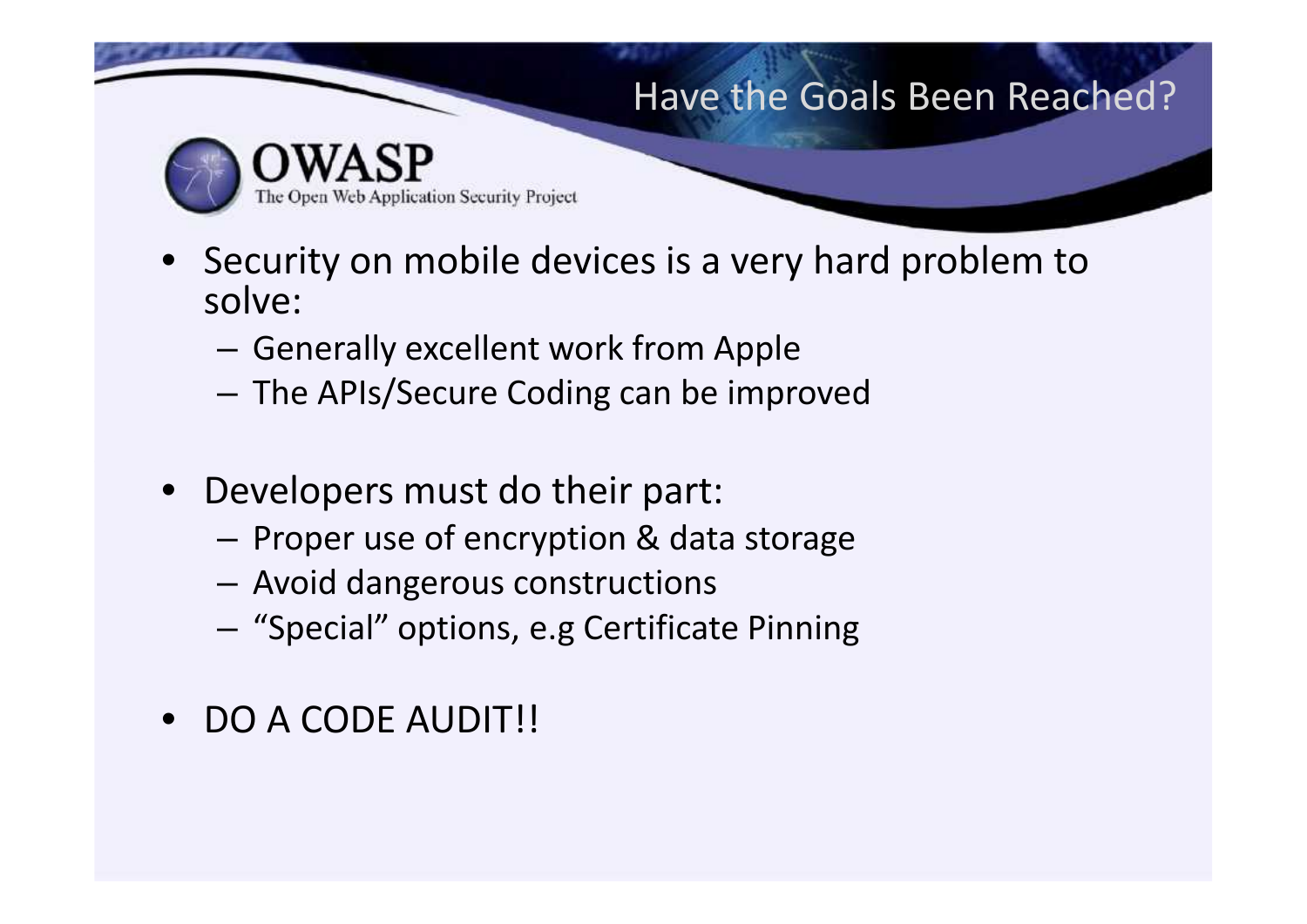## Have the Goals Been Reached?

- Security on mobile devices is a very hard problem to solve:
  - Generally excellent work from Apple
  - The APIs/Secure Coding can be improved
- Developers must do their part:
  - Proper use of encryption & data storage
  - Avoid dangerous constructions
  - “Special” options, e.g Certificate Pinning
- DO A CODE AUDIT!!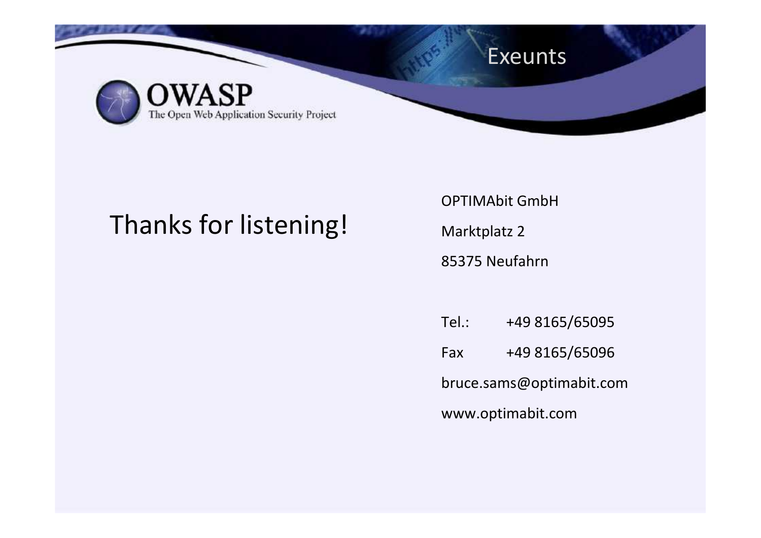# Exeunts

Thanks for listening!

OPTIMAbit GmbH

Marktplatz 2

85375 Neufahrn

Tel.: +49 8165/65095

Fax +49 8165/65096

bruce.sams@optimabit.com

www.optimabit.com